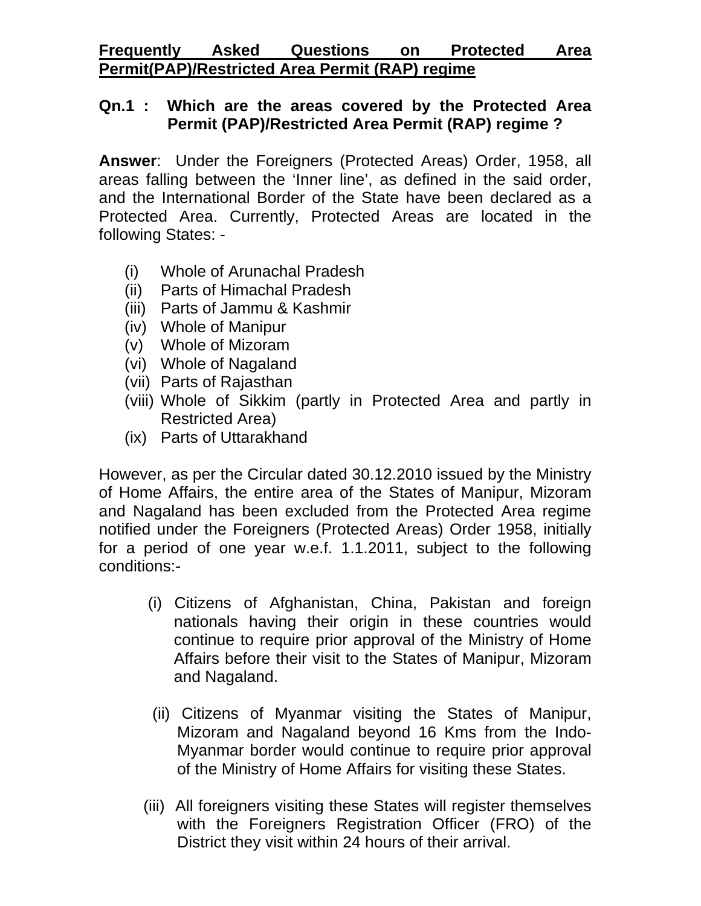# Frequently Asked Questions on Protected Area Permit(PAP)/Restricted Area Permit (RAP) regime

**Qn.1 : Which are the areas covered by the Protected Area Permit (PAP)/Restricted Area Permit (RAP) regime ?**

**Answer**: Under the Foreigners (Protected Areas) Order, 1958, all areas falling between the 'Inner line', as defined in the said order, and the International Border of the State have been declared as a Protected Area. Currently, Protected Areas are located in the following States: -

(i) Whole of Arunachal Pradesh
(ii) Parts of Himachal Pradesh
(iii) Parts of Jammu & Kashmir
(iv) Whole of Manipur
(v) Whole of Mizoram
(vi) Whole of Nagaland
(vii) Parts of Rajasthan
(viii) Whole of Sikkim (partly in Protected Area and partly in Restricted Area)
(ix) Parts of Uttarakhand

However, as per the Circular dated 30.12.2010 issued by the Ministry of Home Affairs, the entire area of the States of Manipur, Mizoram and Nagaland has been excluded from the Protected Area regime notified under the Foreigners (Protected Areas) Order 1958, initially for a period of one year w.e.f. 1.1.2011, subject to the following conditions:-

(i) Citizens of Afghanistan, China, Pakistan and foreign nationals having their origin in these countries would continue to require prior approval of the Ministry of Home Affairs before their visit to the States of Manipur, Mizoram and Nagaland.

(ii) Citizens of Myanmar visiting the States of Manipur, Mizoram and Nagaland beyond 16 Kms from the Indo-Myanmar border would continue to require prior approval of the Ministry of Home Affairs for visiting these States.

(iii) All foreigners visiting these States will register themselves with the Foreigners Registration Officer (FRO) of the District they visit within 24 hours of their arrival.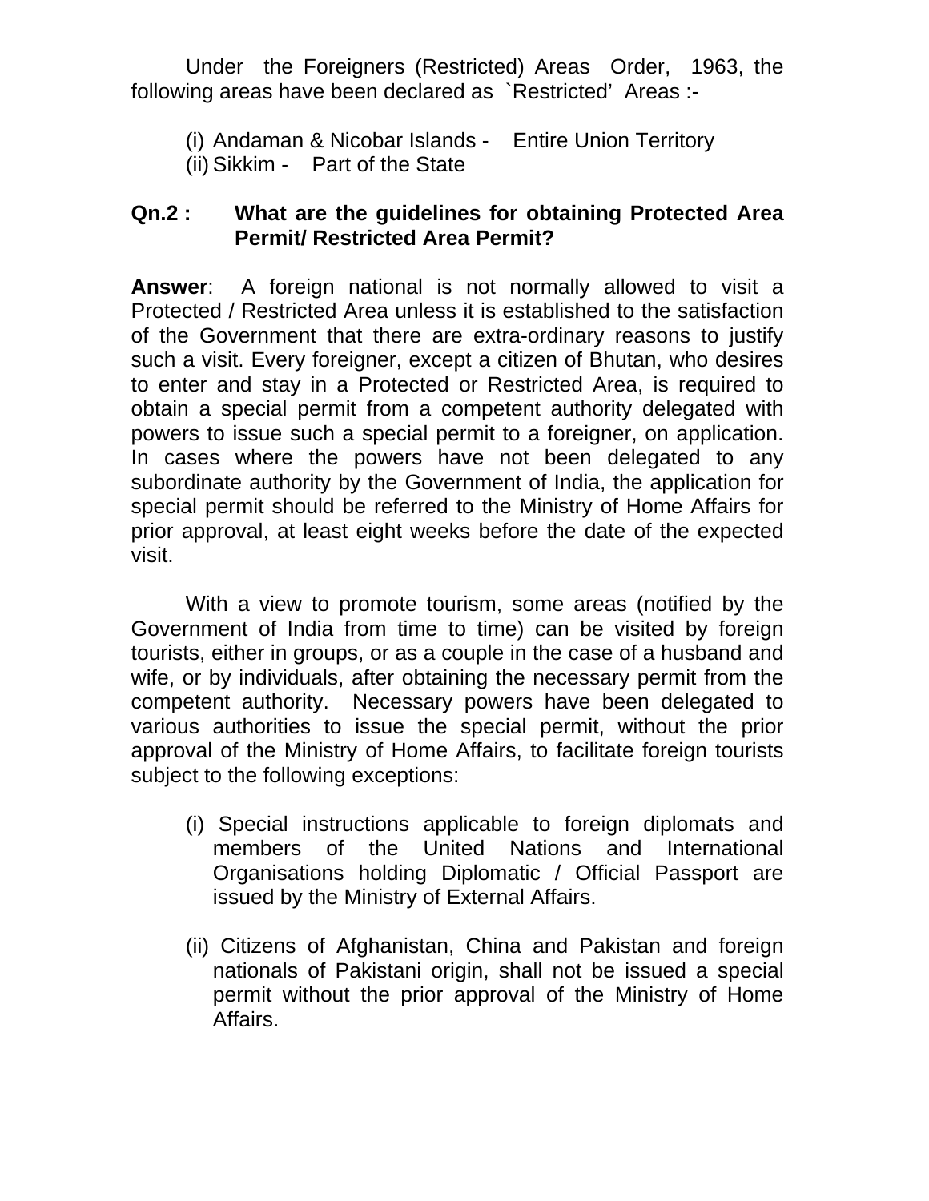Under the Foreigners (Restricted) Areas Order, 1963, the following areas have been declared as `Restricted' Areas :-

(i) Andaman & Nicobar Islands - Entire Union Territory
(ii) Sikkim - Part of the State

**Qn.2 : What are the guidelines for obtaining Protected Area Permit/ Restricted Area Permit?**

**Answer**: A foreign national is not normally allowed to visit a Protected / Restricted Area unless it is established to the satisfaction of the Government that there are extra-ordinary reasons to justify such a visit. Every foreigner, except a citizen of Bhutan, who desires to enter and stay in a Protected or Restricted Area, is required to obtain a special permit from a competent authority delegated with powers to issue such a special permit to a foreigner, on application. In cases where the powers have not been delegated to any subordinate authority by the Government of India, the application for special permit should be referred to the Ministry of Home Affairs for prior approval, at least eight weeks before the date of the expected visit.

With a view to promote tourism, some areas (notified by the Government of India from time to time) can be visited by foreign tourists, either in groups, or as a couple in the case of a husband and wife, or by individuals, after obtaining the necessary permit from the competent authority. Necessary powers have been delegated to various authorities to issue the special permit, without the prior approval of the Ministry of Home Affairs, to facilitate foreign tourists subject to the following exceptions:

(i) Special instructions applicable to foreign diplomats and members of the United Nations and International Organisations holding Diplomatic / Official Passport are issued by the Ministry of External Affairs.

(ii) Citizens of Afghanistan, China and Pakistan and foreign nationals of Pakistani origin, shall not be issued a special permit without the prior approval of the Ministry of Home Affairs.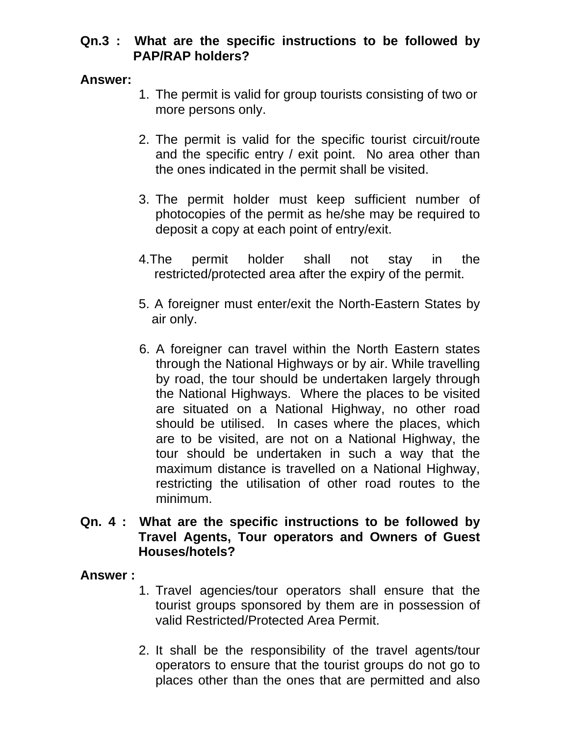**Qn.3 : What are the specific instructions to be followed by PAP/RAP holders?**

**Answer:**

1. The permit is valid for group tourists consisting of two or more persons only.

2. The permit is valid for the specific tourist circuit/route and the specific entry / exit point. No area other than the ones indicated in the permit shall be visited.

3. The permit holder must keep sufficient number of photocopies of the permit as he/she may be required to deposit a copy at each point of entry/exit.

4. The permit holder shall not stay in the restricted/protected area after the expiry of the permit.

5. A foreigner must enter/exit the North-Eastern States by air only.

6. A foreigner can travel within the North Eastern states through the National Highways or by air. While travelling by road, the tour should be undertaken largely through the National Highways. Where the places to be visited are situated on a National Highway, no other road should be utilised. In cases where the places, which are to be visited, are not on a National Highway, the tour should be undertaken in such a way that the maximum distance is travelled on a National Highway, restricting the utilisation of other road routes to the minimum.

**Qn. 4 : What are the specific instructions to be followed by Travel Agents, Tour operators and Owners of Guest Houses/hotels?**

**Answer :**

1. Travel agencies/tour operators shall ensure that the tourist groups sponsored by them are in possession of valid Restricted/Protected Area Permit.

2. It shall be the responsibility of the travel agents/tour operators to ensure that the tourist groups do not go to places other than the ones that are permitted and also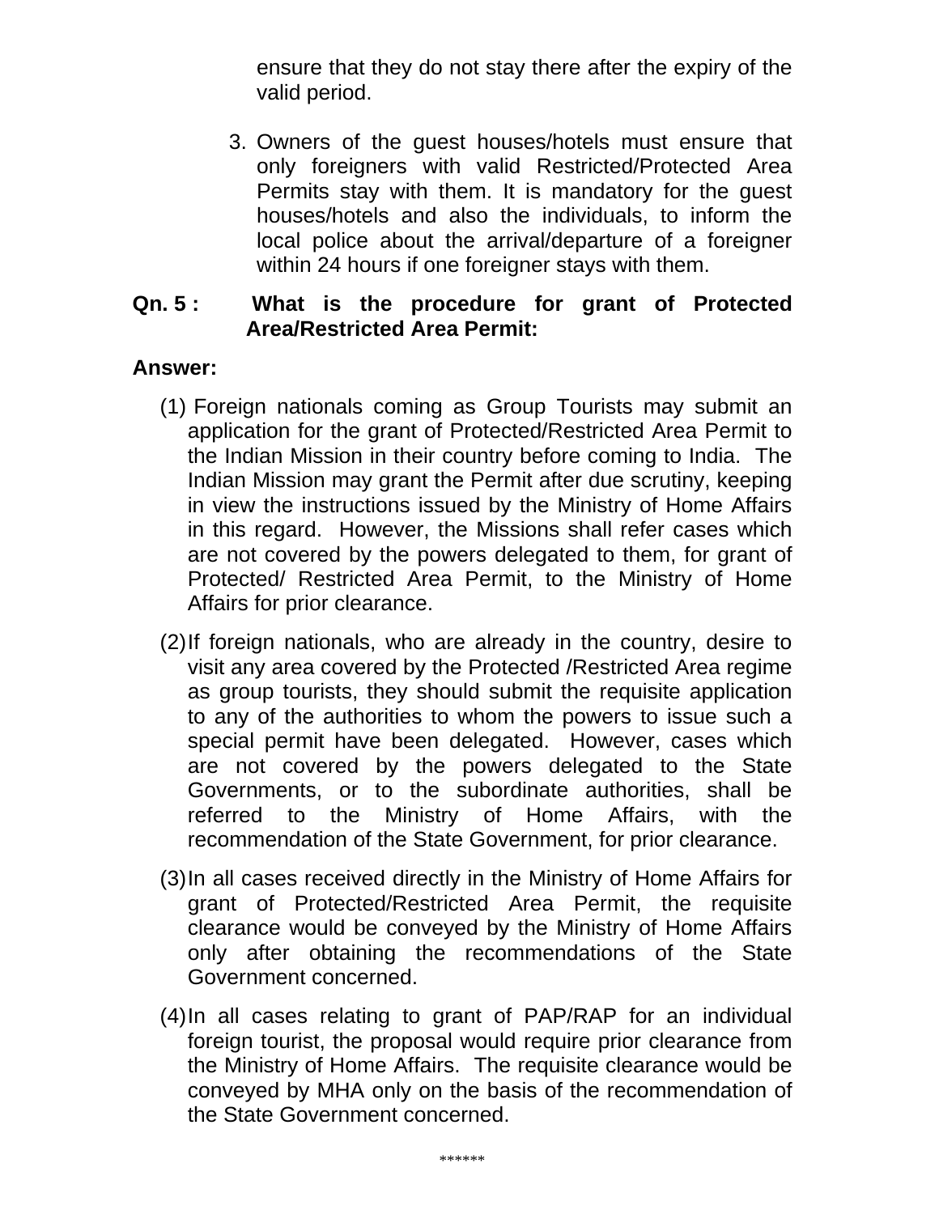ensure that they do not stay there after the expiry of the valid period.

3. Owners of the guest houses/hotels must ensure that only foreigners with valid Restricted/Protected Area Permits stay with them. It is mandatory for the guest houses/hotels and also the individuals, to inform the local police about the arrival/departure of a foreigner within 24 hours if one foreigner stays with them.

**Qn. 5 : What is the procedure for grant of Protected Area/Restricted Area Permit:**

**Answer:**

(1) Foreign nationals coming as Group Tourists may submit an application for the grant of Protected/Restricted Area Permit to the Indian Mission in their country before coming to India. The Indian Mission may grant the Permit after due scrutiny, keeping in view the instructions issued by the Ministry of Home Affairs in this regard. However, the Missions shall refer cases which are not covered by the powers delegated to them, for grant of Protected/ Restricted Area Permit, to the Ministry of Home Affairs for prior clearance.

(2) If foreign nationals, who are already in the country, desire to visit any area covered by the Protected /Restricted Area regime as group tourists, they should submit the requisite application to any of the authorities to whom the powers to issue such a special permit have been delegated. However, cases which are not covered by the powers delegated to the State Governments, or to the subordinate authorities, shall be referred to the Ministry of Home Affairs, with the recommendation of the State Government, for prior clearance.

(3) In all cases received directly in the Ministry of Home Affairs for grant of Protected/Restricted Area Permit, the requisite clearance would be conveyed by the Ministry of Home Affairs only after obtaining the recommendations of the State Government concerned.

(4) In all cases relating to grant of PAP/RAP for an individual foreign tourist, the proposal would require prior clearance from the Ministry of Home Affairs. The requisite clearance would be conveyed by MHA only on the basis of the recommendation of the State Government concerned.

******